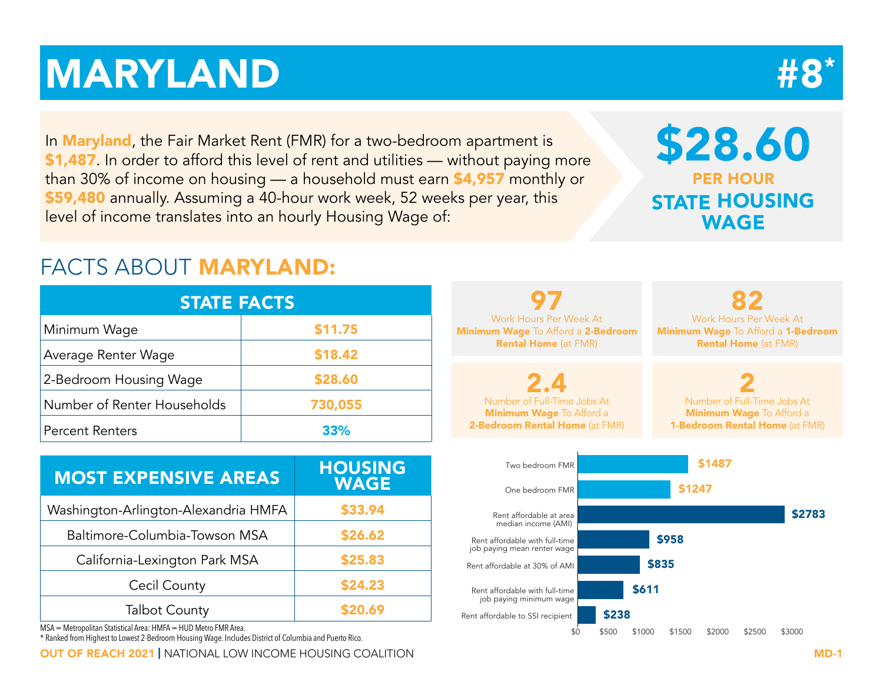# MARYLAND

# #8*

In **Maryland**, the Fair Market Rent (FMR) for a two-bedroom apartment is **$1,487**. In order to afford this level of rent and utilities — without paying more than 30% of income on housing — a household must earn **$4,957** monthly or **$59,480** annually. Assuming a 40-hour work week, 52 weeks per year, this level of income translates into an hourly Housing Wage of:

**$28.60**
**PER HOUR**
**STATE HOUSING WAGE**

## FACTS ABOUT MARYLAND:

| STATE FACTS | |
|---|---|
| Minimum Wage | $11.75 |
| Average Renter Wage | $18.42 |
| 2-Bedroom Housing Wage | $28.60 |
| Number of Renter Households | 730,055 |
| Percent Renters | 33% |

| MOST EXPENSIVE AREAS | HOUSING WAGE |
|---|---|
| Washington-Arlington-Alexandria HMFA | $33.94 |
| Baltimore-Columbia-Towson MSA | $26.62 |
| California-Lexington Park MSA | $25.83 |
| Cecil County | $24.23 |
| Talbot County | $20.69 |

MSA = Metropolitan Statistical Area: HMFA = HUD Metro FMR Area.

* Ranked from Highest to Lowest 2-Bedroom Housing Wage. Includes District of Columbia and Puerto Rico.

**97** Work Hours Per Week At **Minimum Wage** To Afford a **2-Bedroom Rental Home** (at FMR)

**82** Work Hours Per Week At **Minimum Wage** To Afford a **1-Bedroom Rental Home** (at FMR)

**2.4** Number of Full-Time Jobs At **Minimum Wage** To Afford a **2-Bedroom Rental Home** (at FMR)

**2** Number of Full-Time Jobs At **Minimum Wage** To Afford a **1-Bedroom Rental Home** (at FMR)

| | |
|---|---|
| Two bedroom FMR | $1487 |
| One bedroom FMR | $1247 |
| Rent affordable at area median income (AMI) | $2783 |
| Rent affordable with full-time job paying mean renter wage | $958 |
| Rent affordable at 30% of AMI | $835 |
| Rent affordable with full-time job paying minimum wage | $611 |
| Rent affordable to SSI recipient | $238 |

**OUT OF REACH 2021** | NATIONAL LOW INCOME HOUSING COALITION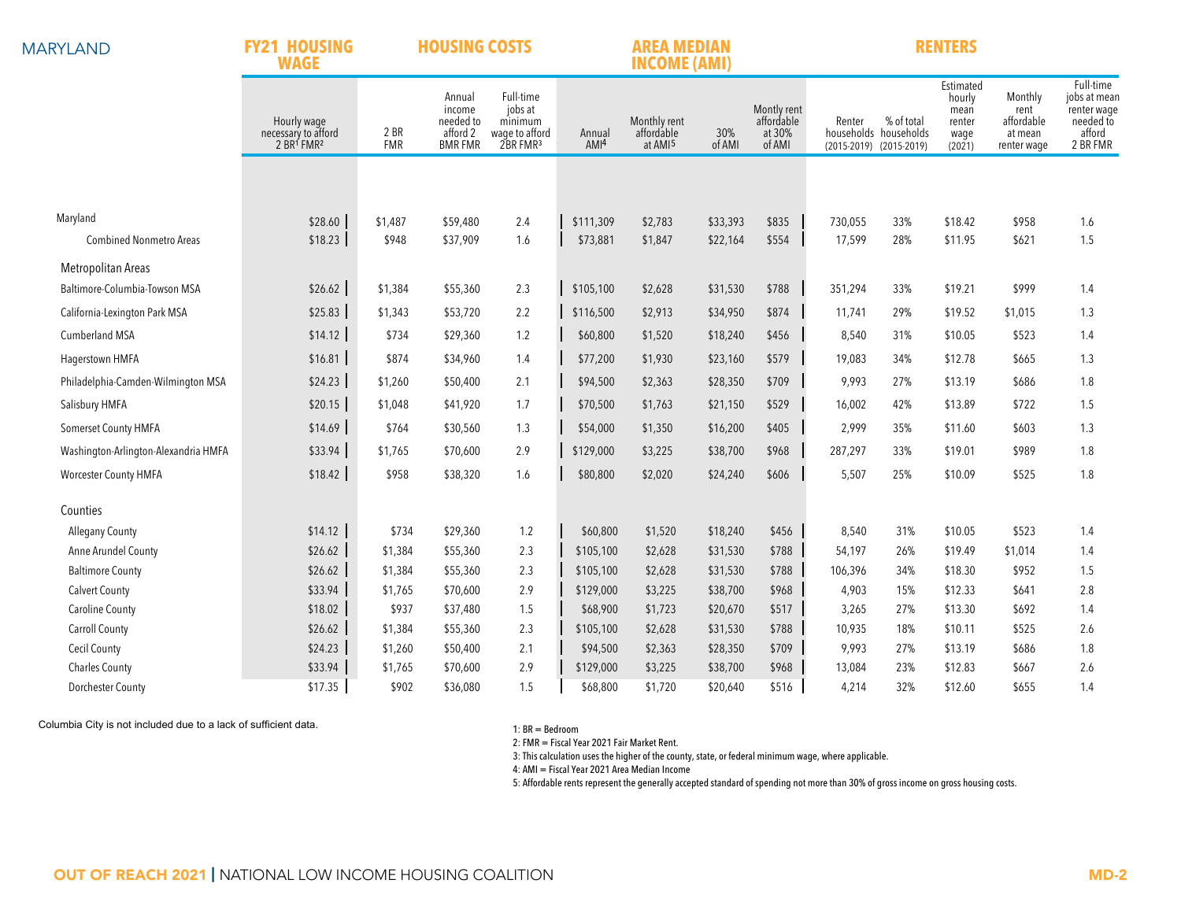# MARYLAND

| | FY21 HOUSING WAGE | HOUSING COSTS | | | AREA MEDIAN INCOME (AMI) | | | | RENTERS | | | | |
|---|---|---|---|---|---|---|---|---|---|---|---|---|---|
| | Hourly wage necessary to afford 2 BR[1] FMR[2] | 2 BR FMR | Annual income needed to afford 2 BMR FMR | Full-time jobs at minimum wage to afford 2BR FMR[3] | Annual AMI[4] | Monthly rent affordable at AMI[5] | 30% of AMI | Montly rent affordable at 30% of AMI | Renter households (2015-2019) | % of total households (2015-2019) | Estimated hourly mean renter wage (2021) | Monthly rent affordable at mean renter wage | Full-time jobs at mean renter wage needed to afford 2 BR FMR |
| Maryland | $28.60 | $1,487 | $59,480 | 2.4 | $111,309 | $2,783 | $33,393 | $835 | 730,055 | 33% | $18.42 | $958 | 1.6 |
| Combined Nonmetro Areas | $18.23 | $948 | $37,909 | 1.6 | $73,881 | $1,847 | $22,164 | $554 | 17,599 | 28% | $11.95 | $621 | 1.5 |
| **Metropolitan Areas** | | | | | | | | | | | | | |
| Baltimore-Columbia-Towson MSA | $26.62 | $1,384 | $55,360 | 2.3 | $105,100 | $2,628 | $31,530 | $788 | 351,294 | 33% | $19.21 | $999 | 1.4 |
| California-Lexington Park MSA | $25.83 | $1,343 | $53,720 | 2.2 | $116,500 | $2,913 | $34,950 | $874 | 11,741 | 29% | $19.52 | $1,015 | 1.3 |
| Cumberland MSA | $14.12 | $734 | $29,360 | 1.2 | $60,800 | $1,520 | $18,240 | $456 | 8,540 | 31% | $10.05 | $523 | 1.4 |
| Hagerstown HMFA | $16.81 | $874 | $34,960 | 1.4 | $77,200 | $1,930 | $23,160 | $579 | 19,083 | 34% | $12.78 | $665 | 1.3 |
| Philadelphia-Camden-Wilmington MSA | $24.23 | $1,260 | $50,400 | 2.1 | $94,500 | $2,363 | $28,350 | $709 | 9,993 | 27% | $13.19 | $686 | 1.8 |
| Salisbury HMFA | $20.15 | $1,048 | $41,920 | 1.7 | $70,500 | $1,763 | $21,150 | $529 | 16,002 | 42% | $13.89 | $722 | 1.5 |
| Somerset County HMFA | $14.69 | $764 | $30,560 | 1.3 | $54,000 | $1,350 | $16,200 | $405 | 2,999 | 35% | $11.60 | $603 | 1.3 |
| Washington-Arlington-Alexandria HMFA | $33.94 | $1,765 | $70,600 | 2.9 | $129,000 | $3,225 | $38,700 | $968 | 287,297 | 33% | $19.01 | $989 | 1.8 |
| Worcester County HMFA | $18.42 | $958 | $38,320 | 1.6 | $80,800 | $2,020 | $24,240 | $606 | 5,507 | 25% | $10.09 | $525 | 1.8 |
| **Counties** | | | | | | | | | | | | | |
| Allegany County | $14.12 | $734 | $29,360 | 1.2 | $60,800 | $1,520 | $18,240 | $456 | 8,540 | 31% | $10.05 | $523 | 1.4 |
| Anne Arundel County | $26.62 | $1,384 | $55,360 | 2.3 | $105,100 | $2,628 | $31,530 | $788 | 54,197 | 26% | $19.49 | $1,014 | 1.4 |
| Baltimore County | $26.62 | $1,384 | $55,360 | 2.3 | $105,100 | $2,628 | $31,530 | $788 | 106,396 | 34% | $18.30 | $952 | 1.5 |
| Calvert County | $33.94 | $1,765 | $70,600 | 2.9 | $129,000 | $3,225 | $38,700 | $968 | 4,903 | 15% | $12.33 | $641 | 2.8 |
| Caroline County | $18.02 | $937 | $37,480 | 1.5 | $68,900 | $1,723 | $20,670 | $517 | 3,265 | 27% | $13.30 | $692 | 1.4 |
| Carroll County | $26.62 | $1,384 | $55,360 | 2.3 | $105,100 | $2,628 | $31,530 | $788 | 10,935 | 18% | $10.11 | $525 | 2.6 |
| Cecil County | $24.23 | $1,260 | $50,400 | 2.1 | $94,500 | $2,363 | $28,350 | $709 | 9,993 | 27% | $13.19 | $686 | 1.8 |
| Charles County | $33.94 | $1,765 | $70,600 | 2.9 | $129,000 | $3,225 | $38,700 | $968 | 13,084 | 23% | $12.83 | $667 | 2.6 |
| Dorchester County | $17.35 | $902 | $36,080 | 1.5 | $68,800 | $1,720 | $20,640 | $516 | 4,214 | 32% | $12.60 | $655 | 1.4 |

Columbia City is not included due to a lack of sufficient data.

1: BR = Bedroom
2: FMR = Fiscal Year 2021 Fair Market Rent.
3: This calculation uses the higher of the county, state, or federal minimum wage, where applicable.
4: AMI = Fiscal Year 2021 Area Median Income
5: Affordable rents represent the generally accepted standard of spending not more than 30% of gross income on gross housing costs.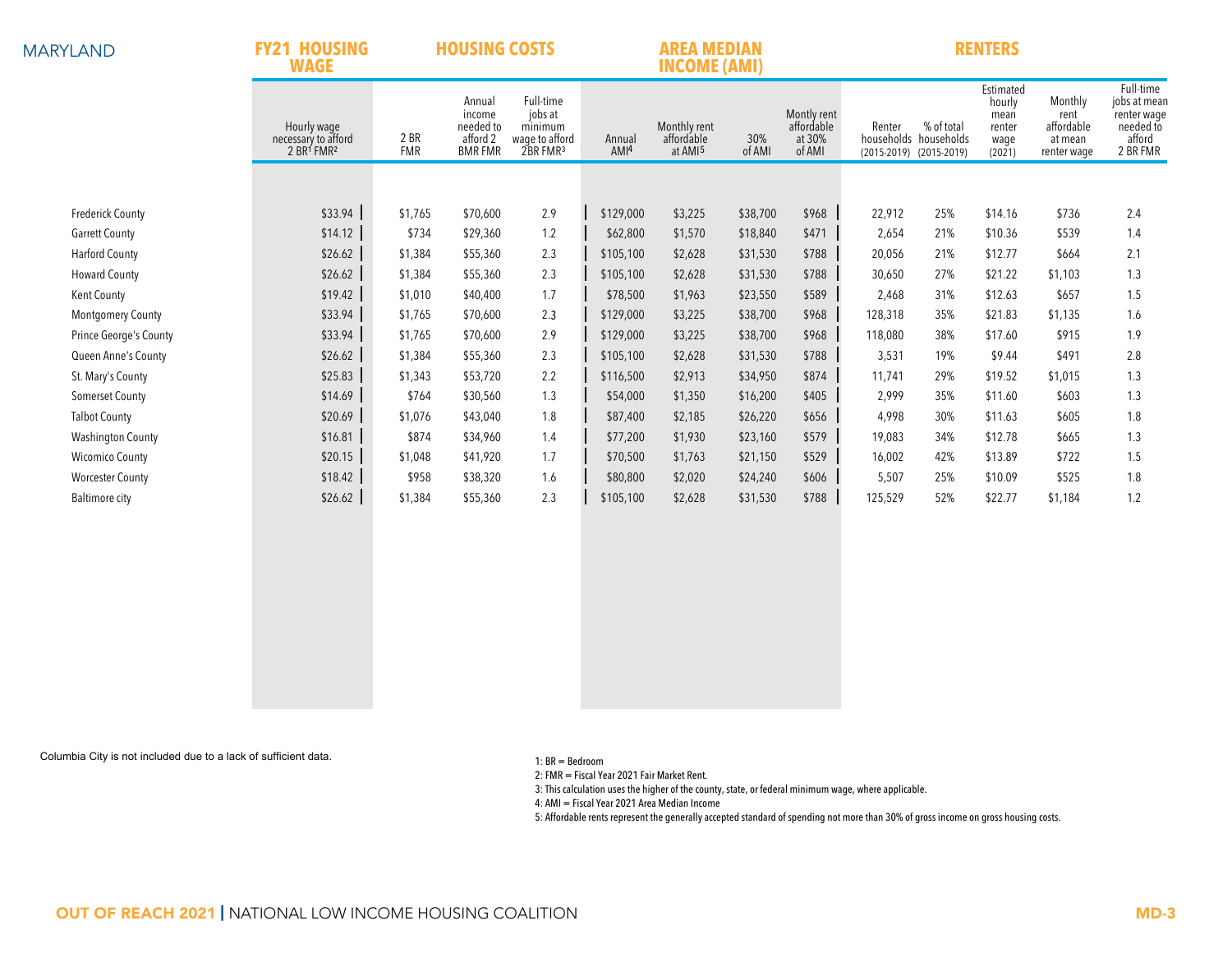| MARYLAND | FY21 HOUSING WAGE | HOUSING COSTS | | | AREA MEDIAN INCOME (AMI) | | | | RENTERS | | | | |
|---|---|---|---|---|---|---|---|---|---|---|---|---|---|
| | Hourly wage necessary to afford 2 BR[1] FMR[2] | 2 BR FMR | Annual income needed to afford 2 BMR FMR | Full-time jobs at minimum wage to afford 2BR FMR[3] | Annual AMI[4] | Monthly rent affordable at AMI[5] | 30% of AMI | Montly rent affordable at 30% of AMI | Renter households (2015-2019) | % of total households (2015-2019) | Estimated hourly mean renter wage (2021) | Monthly rent affordable at mean renter wage | Full-time jobs at mean renter wage needed to afford 2 BR FMR |
| Frederick County | $33.94 | $1,765 | $70,600 | 2.9 | $129,000 | $3,225 | $38,700 | $968 | 22,912 | 25% | $14.16 | $736 | 2.4 |
| Garrett County | $14.12 | $734 | $29,360 | 1.2 | $62,800 | $1,570 | $18,840 | $471 | 2,654 | 21% | $10.36 | $539 | 1.4 |
| Harford County | $26.62 | $1,384 | $55,360 | 2.3 | $105,100 | $2,628 | $31,530 | $788 | 20,056 | 21% | $12.77 | $664 | 2.1 |
| Howard County | $26.62 | $1,384 | $55,360 | 2.3 | $105,100 | $2,628 | $31,530 | $788 | 30,650 | 27% | $21.22 | $1,103 | 1.3 |
| Kent County | $19.42 | $1,010 | $40,400 | 1.7 | $78,500 | $1,963 | $23,550 | $589 | 2,468 | 31% | $12.63 | $657 | 1.5 |
| Montgomery County | $33.94 | $1,765 | $70,600 | 2.3 | $129,000 | $3,225 | $38,700 | $968 | 128,318 | 35% | $21.83 | $1,135 | 1.6 |
| Prince George's County | $33.94 | $1,765 | $70,600 | 2.9 | $129,000 | $3,225 | $38,700 | $968 | 118,080 | 38% | $17.60 | $915 | 1.9 |
| Queen Anne's County | $26.62 | $1,384 | $55,360 | 2.3 | $105,100 | $2,628 | $31,530 | $788 | 3,531 | 19% | $9.44 | $491 | 2.8 |
| St. Mary's County | $25.83 | $1,343 | $53,720 | 2.2 | $116,500 | $2,913 | $34,950 | $874 | 11,741 | 29% | $19.52 | $1,015 | 1.3 |
| Somerset County | $14.69 | $764 | $30,560 | 1.3 | $54,000 | $1,350 | $16,200 | $405 | 2,999 | 35% | $11.60 | $603 | 1.3 |
| Talbot County | $20.69 | $1,076 | $43,040 | 1.8 | $87,400 | $2,185 | $26,220 | $656 | 4,998 | 30% | $11.63 | $605 | 1.8 |
| Washington County | $16.81 | $874 | $34,960 | 1.4 | $77,200 | $1,930 | $23,160 | $579 | 19,083 | 34% | $12.78 | $665 | 1.3 |
| Wicomico County | $20.15 | $1,048 | $41,920 | 1.7 | $70,500 | $1,763 | $21,150 | $529 | 16,002 | 42% | $13.89 | $722 | 1.5 |
| Worcester County | $18.42 | $958 | $38,320 | 1.6 | $80,800 | $2,020 | $24,240 | $606 | 5,507 | 25% | $10.09 | $525 | 1.8 |
| Baltimore city | $26.62 | $1,384 | $55,360 | 2.3 | $105,100 | $2,628 | $31,530 | $788 | 125,529 | 52% | $22.77 | $1,184 | 1.2 |

Columbia City is not included due to a lack of sufficient data.

1: BR = Bedroom

2: FMR = Fiscal Year 2021 Fair Market Rent.

3: This calculation uses the higher of the county, state, or federal minimum wage, where applicable.

4: AMI = Fiscal Year 2021 Area Median Income

5: Affordable rents represent the generally accepted standard of spending not more than 30% of gross income on gross housing costs.